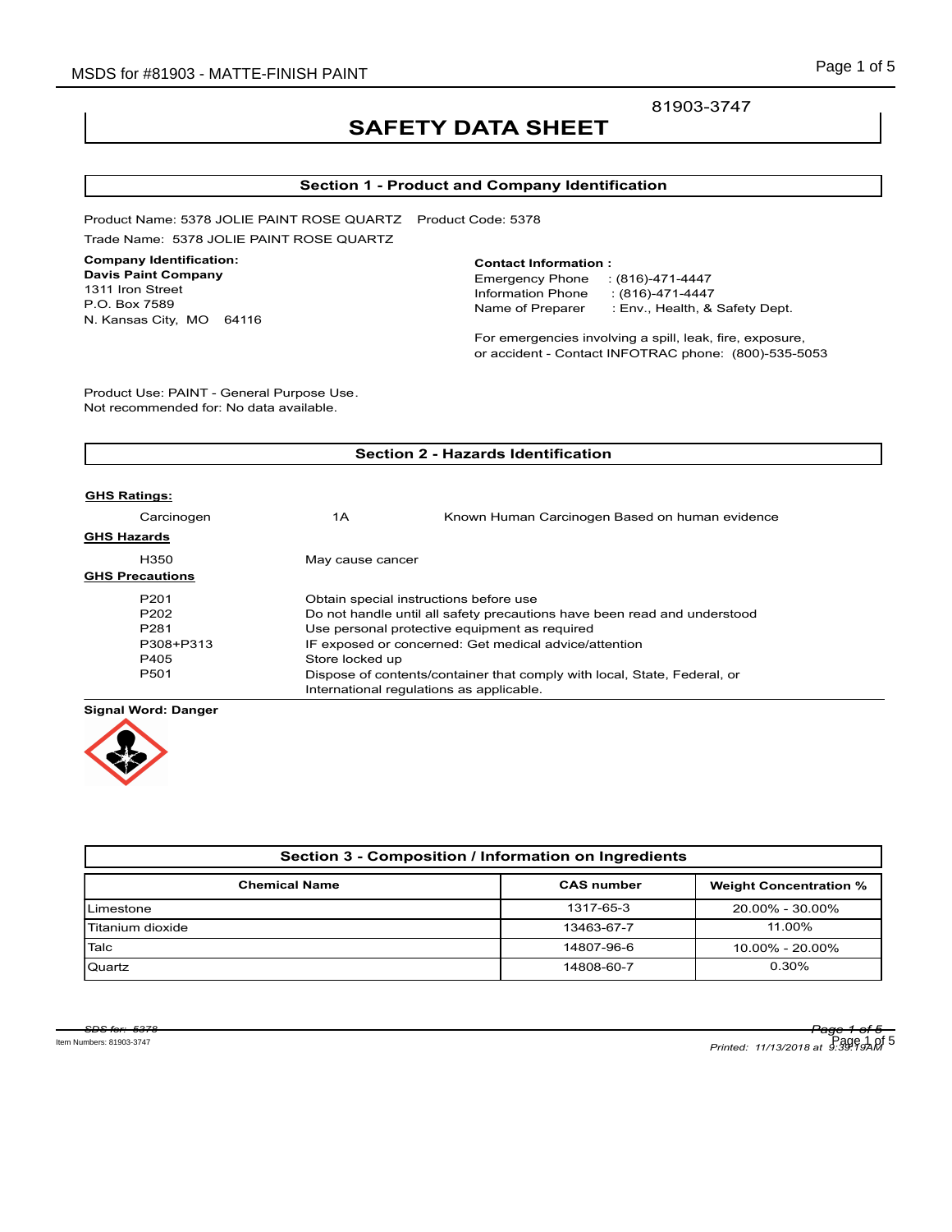81903-3747

# SAFETY DATA SHEET

## Section 1 - Product and Company Identification

Product Name: 5378 JOLIE PAINT ROSE QUARTZ Product Code: 5378

Trade Name: 5378 JOLIE PAINT ROSE QUARTZ

**Company Identification:**
**Davis Paint Company**
1311 Iron Street
P.O. Box 7589
N. Kansas City, MO 64116

**Contact Information :**
Emergency Phone : (816)-471-4447
Information Phone : (816)-471-4447
Name of Preparer : Env., Health, & Safety Dept.

For emergencies involving a spill, leak, fire, exposure, or accident - Contact INFOTRAC phone: (800)-535-5053

Product Use: PAINT - General Purpose Use.
Not recommended for: No data available.

## Section 2 - Hazards Identification

**GHS Ratings:**

| | | |
|---|---|---|
| Carcinogen | 1A | Known Human Carcinogen Based on human evidence |

**GHS Hazards**

| | |
|---|---|
| H350 | May cause cancer |

**GHS Precautions**

| | |
|---|---|
| P201 | Obtain special instructions before use |
| P202 | Do not handle until all safety precautions have been read and understood |
| P281 | Use personal protective equipment as required |
| P308+P313 | IF exposed or concerned: Get medical advice/attention |
| P405 | Store locked up |
| P501 | Dispose of contents/container that comply with local, State, Federal, or International regulations as applicable. |

**Signal Word: Danger**

## Section 3 - Composition / Information on Ingredients

| Chemical Name | CAS number | Weight Concentration % |
|---|---|---|
| Limestone | 1317-65-3 | 20.00% - 30.00% |
| Titanium dioxide | 13463-67-7 | 11.00% |
| Talc | 14807-96-6 | 10.00% - 20.00% |
| Quartz | 14808-60-7 | 0.30% |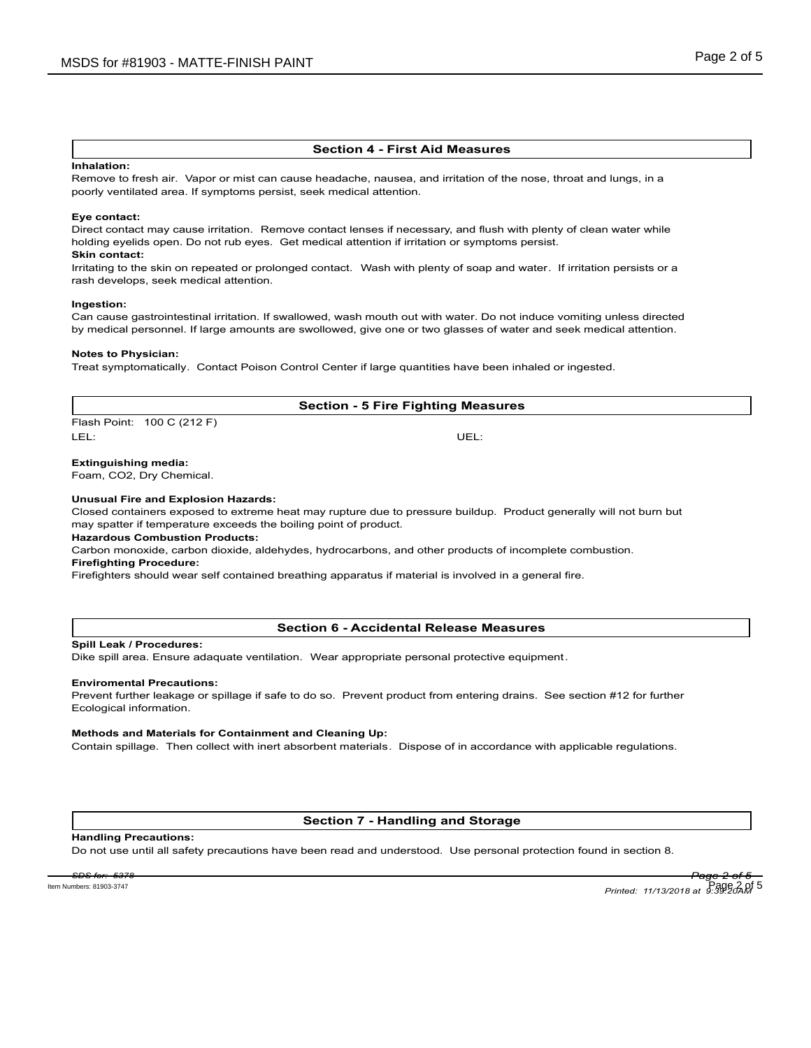## Section 4 - First Aid Measures

**Inhalation:**
Remove to fresh air. Vapor or mist can cause headache, nausea, and irritation of the nose, throat and lungs, in a poorly ventilated area. If symptoms persist, seek medical attention.

**Eye contact:**
Direct contact may cause irritation. Remove contact lenses if necessary, and flush with plenty of clean water while holding eyelids open. Do not rub eyes. Get medical attention if irritation or symptoms persist.

**Skin contact:**
Irritating to the skin on repeated or prolonged contact. Wash with plenty of soap and water. If irritation persists or a rash develops, seek medical attention.

**Ingestion:**
Can cause gastrointestinal irritation. If swallowed, wash mouth out with water. Do not induce vomiting unless directed by medical personnel. If large amounts are swallowed, give one or two glasses of water and seek medical attention.

**Notes to Physician:**
Treat symptomatically. Contact Poison Control Center if large quantities have been inhaled or ingested.

## Section - 5 Fire Fighting Measures

Flash Point: 100 C (212 F)

LEL: UEL:

**Extinguishing media:**
Foam, $CO_2$, Dry Chemical.

**Unusual Fire and Explosion Hazards:**
Closed containers exposed to extreme heat may rupture due to pressure buildup. Product generally will not burn but may spatter if temperature exceeds the boiling point of product.

**Hazardous Combustion Products:**
Carbon monoxide, carbon dioxide, aldehydes, hydrocarbons, and other products of incomplete combustion.

**Firefighting Procedure:**
Firefighters should wear self contained breathing apparatus if material is involved in a general fire.

## Section 6 - Accidental Release Measures

**Spill Leak / Procedures:**
Dike spill area. Ensure adaquate ventilation. Wear appropriate personal protective equipment.

**Enviromental Precautions:**
Prevent further leakage or spillage if safe to do so. Prevent product from entering drains. See section #12 for further Ecological information.

**Methods and Materials for Containment and Cleaning Up:**
Contain spillage. Then collect with inert absorbent materials. Dispose of in accordance with applicable regulations.

## Section 7 - Handling and Storage

**Handling Precautions:**
Do not use until all safety precautions have been read and understood. Use personal protection found in section 8.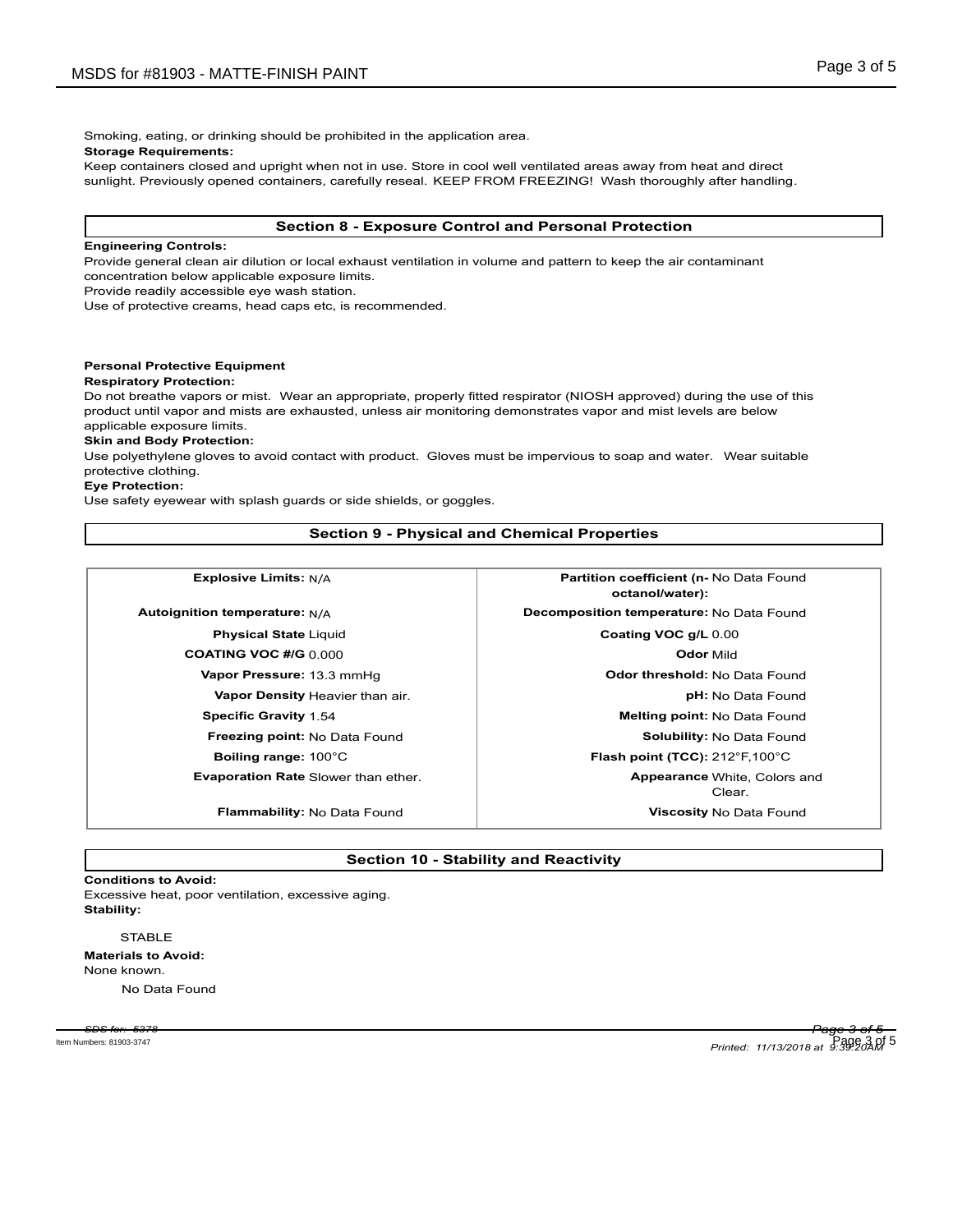Smoking, eating, or drinking should be prohibited in the application area.

**Storage Requirements:**

Keep containers closed and upright when not in use. Store in cool well ventilated areas away from heat and direct sunlight. Previously opened containers, carefully reseal. KEEP FROM FREEZING! Wash thoroughly after handling.

## Section 8 - Exposure Control and Personal Protection

**Engineering Controls:**

Provide general clean air dilution or local exhaust ventilation in volume and pattern to keep the air contaminant concentration below applicable exposure limits.
Provide readily accessible eye wash station.
Use of protective creams, head caps etc, is recommended.

**Personal Protective Equipment**

**Respiratory Protection:**

Do not breathe vapors or mist. Wear an appropriate, properly fitted respirator (NIOSH approved) during the use of this product until vapor and mists are exhausted, unless air monitoring demonstrates vapor and mist levels are below applicable exposure limits.

**Skin and Body Protection:**

Use polyethylene gloves to avoid contact with product. Gloves must be impervious to soap and water. Wear suitable protective clothing.

**Eye Protection:**

Use safety eyewear with splash guards or side shields, or goggles.

## Section 9 - Physical and Chemical Properties

| Property | Value | Property | Value |
|---|---|---|---|
| **Explosive Limits:** | N/A | **Partition coefficient (n-octanol/water):** | No Data Found |
| **Autoignition temperature:** | N/A | **Decomposition temperature:** | No Data Found |
| **Physical State** | Liquid | **Coating VOC g/L** | 0.00 |
| **COATING VOC #/G** | 0.000 | **Odor** | Mild |
| **Vapor Pressure:** | 13.3 mmHg | **Odor threshold:** | No Data Found |
| **Vapor Density** | Heavier than air. | **pH:** | No Data Found |
| **Specific Gravity** | 1.54 | **Melting point:** | No Data Found |
| **Freezing point:** | No Data Found | **Solubility:** | No Data Found |
| **Boiling range:** | 100°C | **Flash point (TCC):** | 212°F,100°C |
| **Evaporation Rate** | Slower than ether. | **Appearance** | White, Colors and Clear. |
| **Flammability:** | No Data Found | **Viscosity** | No Data Found |

## Section 10 - Stability and Reactivity

**Conditions to Avoid:**

Excessive heat, poor ventilation, excessive aging.

**Stability:**

STABLE

**Materials to Avoid:**

None known.

No Data Found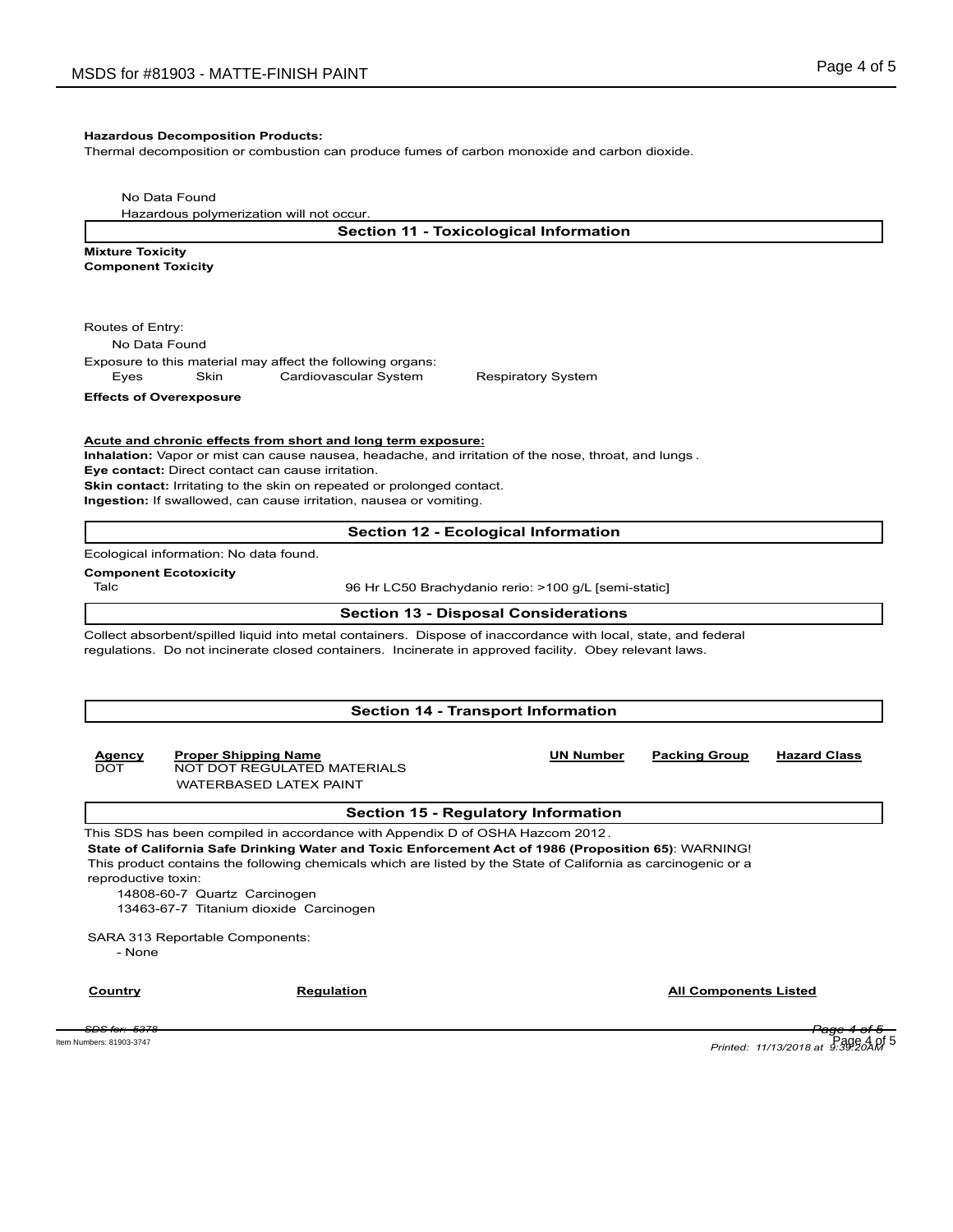**Hazardous Decomposition Products:**

Thermal decomposition or combustion can produce fumes of carbon monoxide and carbon dioxide.

No Data Found

Hazardous polymerization will not occur.

## Section 11 - Toxicological Information

**Mixture Toxicity**

**Component Toxicity**

Routes of Entry:

No Data Found

Exposure to this material may affect the following organs:

Eyes    Skin    Cardiovascular System    Respiratory System

**Effects of Overexposure**

**Acute and chronic effects from short and long term exposure:**

**Inhalation:** Vapor or mist can cause nausea, headache, and irritation of the nose, throat, and lungs .

**Eye contact:** Direct contact can cause irritation.

**Skin contact:** Irritating to the skin on repeated or prolonged contact.

**Ingestion:** If swallowed, can cause irritation, nausea or vomiting.

## Section 12 - Ecological Information

Ecological information: No data found.

**Component Ecotoxicity**

| | |
|---|---|
| Talc | 96 Hr LC50 Brachydanio rerio: >100 g/L [semi-static] |

## Section 13 - Disposal Considerations

Collect absorbent/spilled liquid into metal containers. Dispose of inaccordance with local, state, and federal regulations. Do not incinerate closed containers. Incinerate in approved facility. Obey relevant laws.

## Section 14 - Transport Information

| Agency | Proper Shipping Name | UN Number | Packing Group | Hazard Class |
|---|---|---|---|---|
| DOT | NOT DOT REGULATED MATERIALS<br>WATERBASED LATEX PAINT | | | |

## Section 15 - Regulatory Information

This SDS has been compiled in accordance with Appendix D of OSHA Hazcom 2012 .

**State of California Safe Drinking Water and Toxic Enforcement Act of 1986 (Proposition 65)**: WARNING! This product contains the following chemicals which are listed by the State of California as carcinogenic or a reproductive toxin:

14808-60-7 Quartz Carcinogen

13463-67-7 Titanium dioxide Carcinogen

SARA 313 Reportable Components:

- None

| Country | Regulation | All Components Listed |
|---|---|---|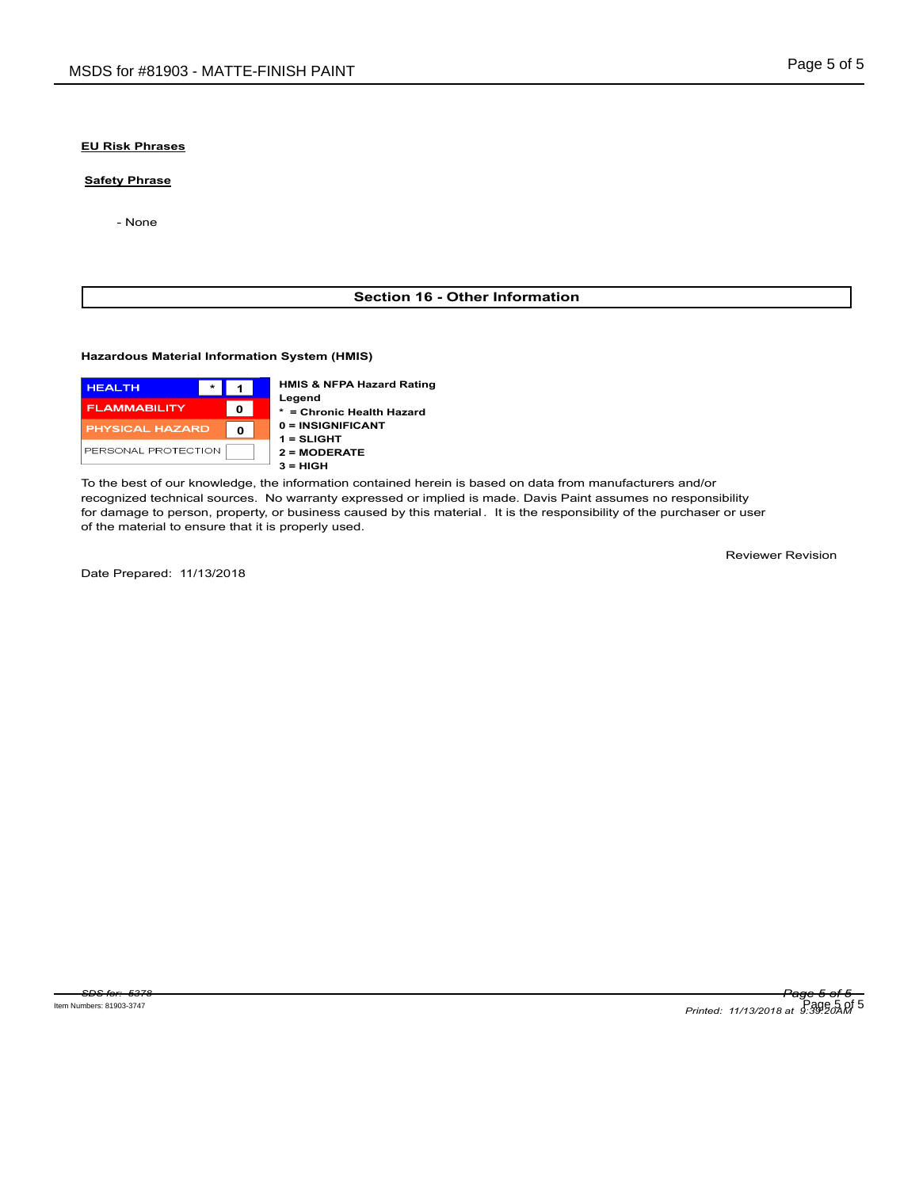**EU Risk Phrases**

**Safety Phrase**

- None

## Section 16 - Other Information

**Hazardous Material Information System (HMIS)**

| | | |
|---|---|---|
| HEALTH | * | 1 |
| FLAMMABILITY | | 0 |
| PHYSICAL HAZARD | | 0 |
| PERSONAL PROTECTION | | |

**HMIS & NFPA Hazard Rating Legend**
**\* = Chronic Health Hazard**
**0 = INSIGNIFICANT**
**1 = SLIGHT**
**2 = MODERATE**
**3 = HIGH**

To the best of our knowledge, the information contained herein is based on data from manufacturers and/or recognized technical sources. No warranty expressed or implied is made. Davis Paint assumes no responsibility for damage to person, property, or business caused by this material. It is the responsibility of the purchaser or user of the material to ensure that it is properly used.

Reviewer Revision

Date Prepared: 11/13/2018

SDS for: 5378

Item Numbers: 81903-3747

Printed: 11/13/2018 at 9:39:20AM